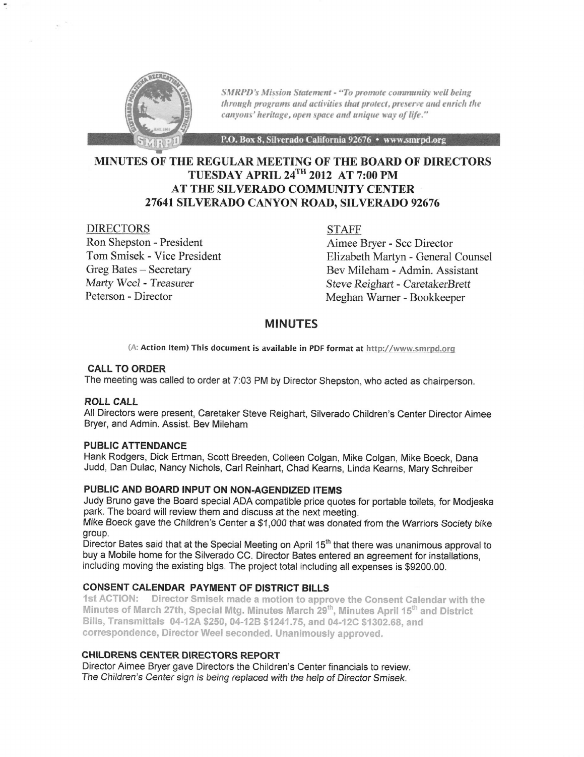*SMRPD's Mission Statement - "To promote community well being through programs and activities that protect, preserve and enrich the canyons' heritage, open space and unique way of life."*

P.O. Box 8, Silverado California 92676 • www.smrpd.org

# MINUTES OF THE REGULAR MEETING OF THE BOARD OF DIRECTORS TUESDAY APRIL 24TH 2012 AT 7:00 PM AT THE SILVERADO COMMUNITY CENTER 27641 SILVERADO CANYON ROAD, SILVERADO 92676

| DIRECTORS | STAFF |
|---|---|
| Ron Shepston - President | Aimee Bryer - Scc Director |
| Tom Smisek - Vice President | Elizabeth Martyn - General Counsel |
| Greg Bates – Secretary | Bev Mileham - Admin. Assistant |
| Marty Weel - Treasurer | Steve Reighart - CaretakerBrett |
| Peterson - Director | Meghan Warner - Bookkeeper |

## MINUTES

(A: Action Item) This document is available in PDF format at http://www.smrpd.org

### CALL TO ORDER

The meeting was called to order at 7:03 PM by Director Shepston, who acted as chairperson.

### ROLL CALL

All Directors were present, Caretaker Steve Reighart, Silverado Children's Center Director Aimee Bryer, and Admin. Assist. Bev Mileham

### PUBLIC ATTENDANCE

Hank Rodgers, Dick Ertman, Scott Breeden, Colleen Colgan, Mike Colgan, Mike Boeck, Dana Judd, Dan Dulac, Nancy Nichols, Carl Reinhart, Chad Kearns, Linda Kearns, Mary Schreiber

### PUBLIC AND BOARD INPUT ON NON-AGENDIZED ITEMS

Judy Bruno gave the Board special ADA compatible price quotes for portable toilets, for Modjeska park. The board will review them and discuss at the next meeting.

Mike Boeck gave the Children's Center a $1,000 that was donated from the Warriors Society bike group.

Director Bates said that at the Special Meeting on April 15th that there was unanimous approval to buy a Mobile home for the Silverado CC. Director Bates entered an agreement for installations, including moving the existing blgs. The project total including all expenses is $9200.00.

### CONSENT CALENDAR PAYMENT OF DISTRICT BILLS

1st ACTION: Director Smisek made a motion to approve the Consent Calendar with the Minutes of March 27th, Special Mtg. Minutes March 29th, Minutes April 15th and District Bills, Transmittals 04-12A $250, 04-12B $1241.75, and 04-12C $1302.68, and correspondence, Director Weel seconded. Unanimously approved.

### CHILDRENS CENTER DIRECTORS REPORT

Director Aimee Bryer gave Directors the Children's Center financials to review.
The Children's Center sign is being replaced with the help of Director Smisek.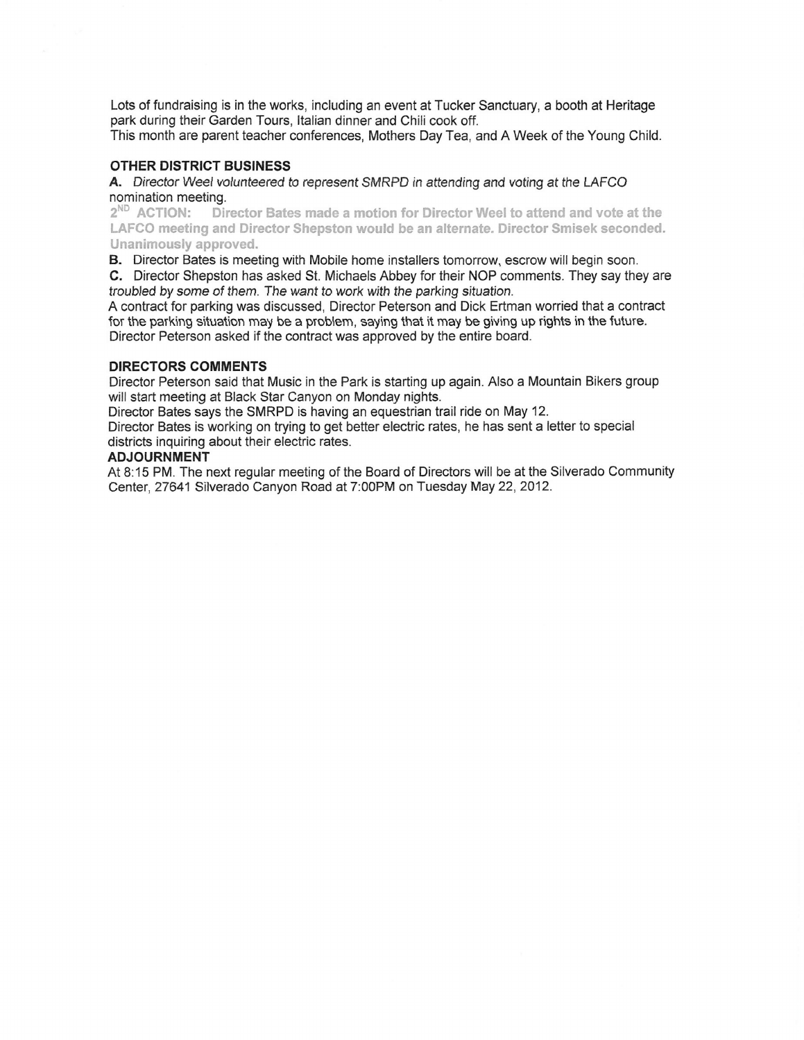Lots of fundraising is in the works, including an event at Tucker Sanctuary, a booth at Heritage park during their Garden Tours, Italian dinner and Chili cook off.
This month are parent teacher conferences, Mothers Day Tea, and A Week of the Young Child.

**OTHER DISTRICT BUSINESS**

**A.** *Director Weel volunteered to represent SMRPD in attending and voting at the LAFCO nomination meeting.*

**2ND ACTION: Director Bates made a motion for Director Weel to attend and vote at the LAFCO meeting and Director Shepston would be an alternate. Director Smisek seconded. Unanimously approved.**

**B.** Director Bates is meeting with Mobile home installers tomorrow, escrow will begin soon.

**C.** Director Shepston has asked St. Michaels Abbey for their NOP comments. They say they are *troubled by some of them. The want to work with the parking situation.*

A contract for parking was discussed, Director Peterson and Dick Ertman worried that a contract for the parking situation may be a problem, saying that it may be giving up rights in the future. Director Peterson asked if the contract was approved by the entire board.

**DIRECTORS COMMENTS**

Director Peterson said that Music in the Park is starting up again. Also a Mountain Bikers group will start meeting at Black Star Canyon on Monday nights.
Director Bates says the SMRPD is having an equestrian trail ride on May 12.
Director Bates is working on trying to get better electric rates, he has sent a letter to special districts inquiring about their electric rates.

**ADJOURNMENT**

At 8:15 PM. The next regular meeting of the Board of Directors will be at the Silverado Community Center, 27641 Silverado Canyon Road at 7:00PM on Tuesday May 22, 2012.